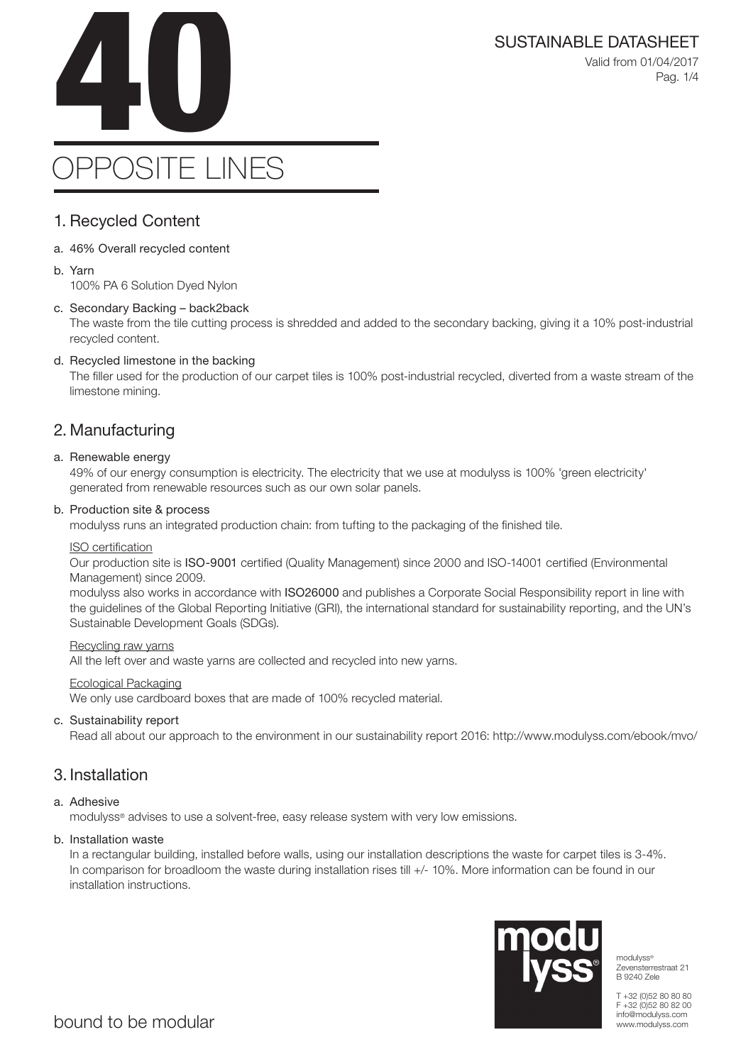# 40

# OPPOSITE LINES

SUSTAINABLE DATASHEET

Valid from 01/04/2017

## 1. Recycled Content

a. 46% Overall recycled content

b. Yarn
100% PA 6 Solution Dyed Nylon

c. Secondary Backing – back2back
The waste from the tile cutting process is shredded and added to the secondary backing, giving it a 10% post-industrial recycled content.

d. Recycled limestone in the backing
The filler used for the production of our carpet tiles is 100% post-industrial recycled, diverted from a waste stream of the limestone mining.

## 2. Manufacturing

a. Renewable energy
49% of our energy consumption is electricity. The electricity that we use at modulyss is 100% 'green electricity' generated from renewable resources such as our own solar panels.

b. Production site & process
modulyss runs an integrated production chain: from tufting to the packaging of the finished tile.

ISO certification
Our production site is **ISO-9001** certified (Quality Management) since 2000 and ISO-14001 certified (Environmental Management) since 2009.
modulyss also works in accordance with **ISO26000** and publishes a Corporate Social Responsibility report in line with the guidelines of the Global Reporting Initiative (GRI), the international standard for sustainability reporting, and the UN's Sustainable Development Goals (SDGs).

Recycling raw yarns
All the left over and waste yarns are collected and recycled into new yarns.

Ecological Packaging
We only use cardboard boxes that are made of 100% recycled material.

c. Sustainability report
Read all about our approach to the environment in our sustainability report 2016: http://www.modulyss.com/ebook/mvo/

## 3. Installation

a. Adhesive
modulyss® advises to use a solvent-free, easy release system with very low emissions.

b. Installation waste
In a rectangular building, installed before walls, using our installation descriptions the waste for carpet tiles is 3-4%. In comparison for broadloom the waste during installation rises till +/- 10%. More information can be found in our installation instructions.

bound to be modular

modulyss®
Zevensterrestraat 21
B 9240 Zele

T +32 (0)52 80 80 80
F +32 (0)52 80 82 00
info@modulyss.com
www.modulyss.com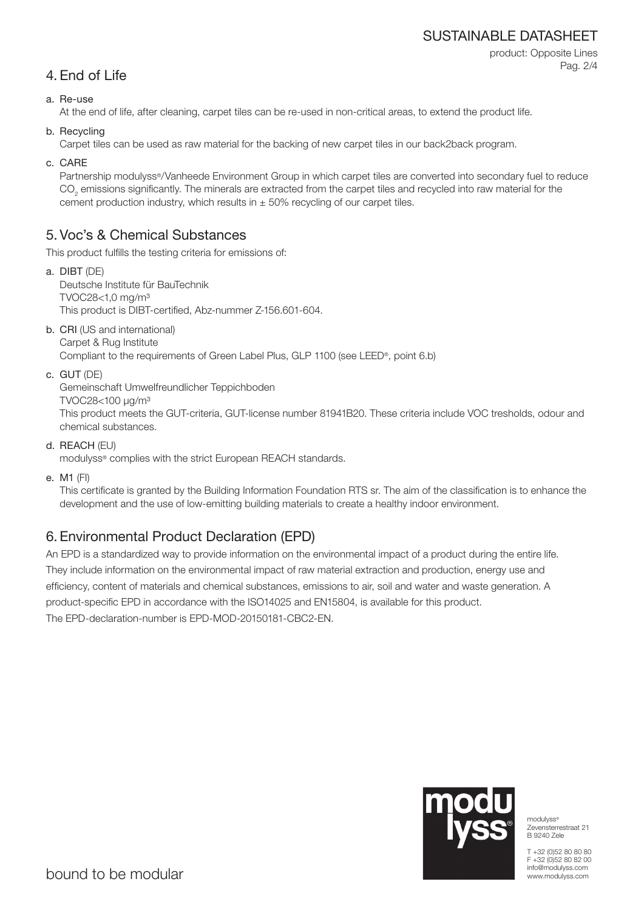## 4. End of Life

a. Re-use
   At the end of life, after cleaning, carpet tiles can be re-used in non-critical areas, to extend the product life.

b. Recycling
   Carpet tiles can be used as raw material for the backing of new carpet tiles in our back2back program.

c. CARE
   Partnership modulyss®/Vanheede Environment Group in which carpet tiles are converted into secondary fuel to reduce $CO_2$ emissions significantly. The minerals are extracted from the carpet tiles and recycled into raw material for the cement production industry, which results in ± 50% recycling of our carpet tiles.

## 5. Voc's & Chemical Substances

This product fulfills the testing criteria for emissions of:

a. **DIBT** (DE)
   Deutsche Institute für BauTechnik
   TVOC28<1,0 mg/m³
   This product is DIBT-certified, Abz-nummer Z-156.601-604.

b. **CRI** (US and international)
   Carpet & Rug Institute
   Compliant to the requirements of Green Label Plus, GLP 1100 (see LEED®, point 6.b)

c. **GUT** (DE)
   Gemeinschaft Umwelfreundlicher Teppichboden
   TVOC28<100 µg/m³
   This product meets the GUT-criteria, GUT-license number 81941B20. These criteria include VOC tresholds, odour and chemical substances.

d. **REACH** (EU)
   modulyss® complies with the strict European REACH standards.

e. **M1** (FI)
   This certificate is granted by the Building Information Foundation RTS sr. The aim of the classification is to enhance the development and the use of low-emitting building materials to create a healthy indoor environment.

## 6. Environmental Product Declaration (EPD)

An EPD is a standardized way to provide information on the environmental impact of a product during the entire life. They include information on the environmental impact of raw material extraction and production, energy use and efficiency, content of materials and chemical substances, emissions to air, soil and water and waste generation. A product-specific EPD in accordance with the ISO14025 and EN15804, is available for this product.
The EPD-declaration-number is EPD-MOD-20150181-CBC2-EN.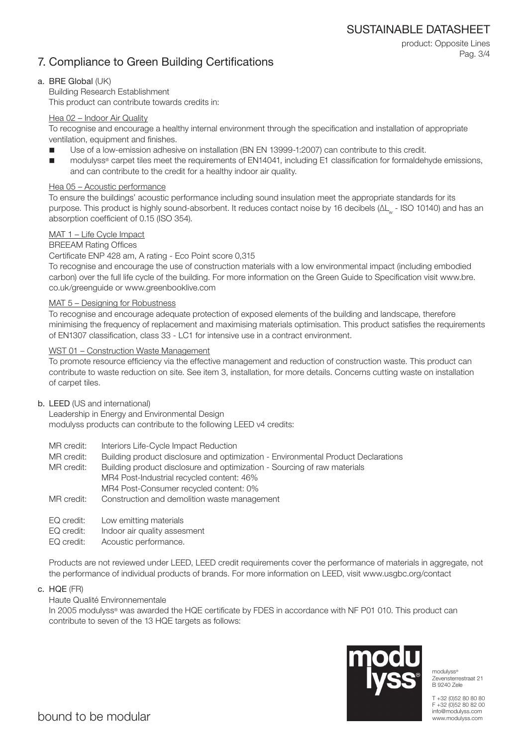# 7. Compliance to Green Building Certifications

## a. BRE Global (UK)

Building Research Establishment

This product can contribute towards credits in:

Hea 02 – Indoor Air Quality

To recognise and encourage a healthy internal environment through the specification and installation of appropriate ventilation, equipment and finishes.

- Use of a low-emission adhesive on installation (BN EN 13999-1:2007) can contribute to this credit.
- modulyss® carpet tiles meet the requirements of EN14041, including E1 classification for formaldehyde emissions, and can contribute to the credit for a healthy indoor air quality.

Hea 05 – Acoustic performance

To ensure the buildings' acoustic performance including sound insulation meet the appropriate standards for its purpose. This product is highly sound-absorbent. It reduces contact noise by 16 decibels ($\Delta L_w$ - ISO 10140) and has an absorption coefficient of 0.15 (ISO 354).

MAT 1 – Life Cycle Impact

BREEAM Rating Offices

Certificate ENP 428 am, A rating - Eco Point score 0,315

To recognise and encourage the use of construction materials with a low environmental impact (including embodied carbon) over the full life cycle of the building. For more information on the Green Guide to Specification visit www.bre.co.uk/greenguide or www.greenbooklive.com

MAT 5 – Designing for Robustness

To recognise and encourage adequate protection of exposed elements of the building and landscape, therefore minimising the frequency of replacement and maximising materials optimisation. This product satisfies the requirements of EN1307 classification, class 33 - LC1 for intensive use in a contract environment.

WST 01 – Construction Waste Management

To promote resource efficiency via the effective management and reduction of construction waste. This product can contribute to waste reduction on site. See item 3, installation, for more details. Concerns cutting waste on installation of carpet tiles.

## b. LEED (US and international)

Leadership in Energy and Environmental Design

modulyss products can contribute to the following LEED v4 credits:

MR credit: Interiors Life-Cycle Impact Reduction
MR credit: Building product disclosure and optimization - Environmental Product Declarations
MR credit: Building product disclosure and optimization - Sourcing of raw materials
MR4 Post-Industrial recycled content: 46%
MR4 Post-Consumer recycled content: 0%
MR credit: Construction and demolition waste management

EQ credit: Low emitting materials
EQ credit: Indoor air quality assesment
EQ credit: Acoustic performance.

Products are not reviewed under LEED, LEED credit requirements cover the performance of materials in aggregate, not the performance of individual products of brands. For more information on LEED, visit www.usgbc.org/contact

## c. HQE (FR)

Haute Qualité Environnementale

In 2005 modulyss® was awarded the HQE certificate by FDES in accordance with NF P01 010. This product can contribute to seven of the 13 HQE targets as follows: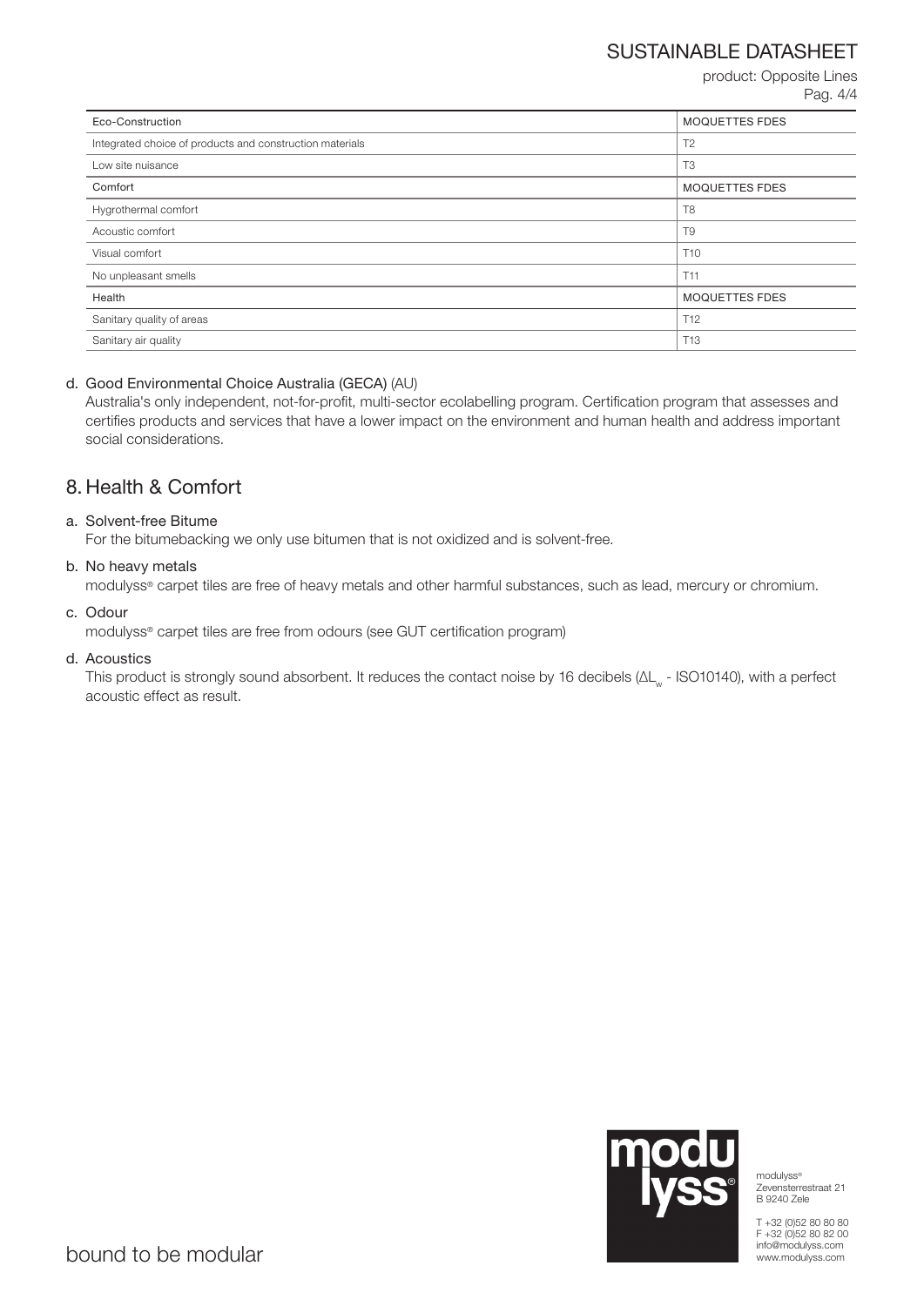| Eco-Construction | MOQUETTES FDES |
|---|---|
| Integrated choice of products and construction materials | T2 |
| Low site nuisance | T3 |
| Comfort | MOQUETTES FDES |
| Hygrothermal comfort | T8 |
| Acoustic comfort | T9 |
| Visual comfort | T10 |
| No unpleasant smells | T11 |
| Health | MOQUETTES FDES |
| Sanitary quality of areas | T12 |
| Sanitary air quality | T13 |

d. Good Environmental Choice Australia (GECA) (AU)
Australia's only independent, not-for-profit, multi-sector ecolabelling program. Certification program that assesses and certifies products and services that have a lower impact on the environment and human health and address important social considerations.

## 8. Health & Comfort

a. Solvent-free Bitume
For the bitumebacking we only use bitumen that is not oxidized and is solvent-free.

b. No heavy metals
modulyss® carpet tiles are free of heavy metals and other harmful substances, such as lead, mercury or chromium.

c. Odour
modulyss® carpet tiles are free from odours (see GUT certification program)

d. Acoustics
This product is strongly sound absorbent. It reduces the contact noise by 16 decibels ($\Delta L_w$ - ISO10140), with a perfect acoustic effect as result.

modulyss®
Zevensterrestraat 21
B 9240 Zele

T +32 (0)52 80 80 80
F +32 (0)52 80 82 00
info@modulyss.com
www.modulyss.com

bound to be modular